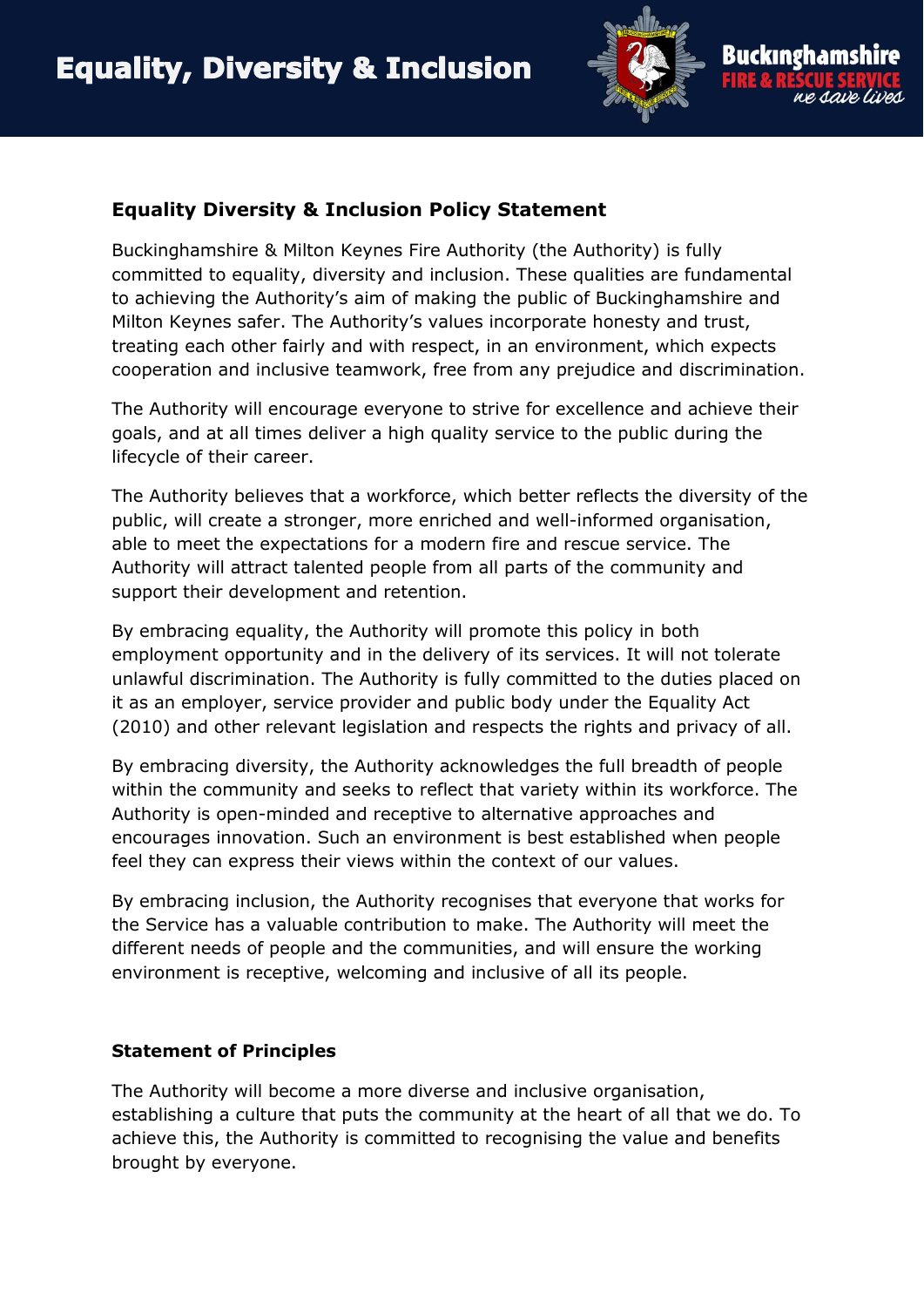# Equality, Diversity & Inclusion

## Equality Diversity & Inclusion Policy Statement

Buckinghamshire & Milton Keynes Fire Authority (the Authority) is fully committed to equality, diversity and inclusion. These qualities are fundamental to achieving the Authority's aim of making the public of Buckinghamshire and Milton Keynes safer. The Authority's values incorporate honesty and trust, treating each other fairly and with respect, in an environment, which expects cooperation and inclusive teamwork, free from any prejudice and discrimination.

The Authority will encourage everyone to strive for excellence and achieve their goals, and at all times deliver a high quality service to the public during the lifecycle of their career.

The Authority believes that a workforce, which better reflects the diversity of the public, will create a stronger, more enriched and well-informed organisation, able to meet the expectations for a modern fire and rescue service. The Authority will attract talented people from all parts of the community and support their development and retention.

By embracing equality, the Authority will promote this policy in both employment opportunity and in the delivery of its services. It will not tolerate unlawful discrimination. The Authority is fully committed to the duties placed on it as an employer, service provider and public body under the Equality Act (2010) and other relevant legislation and respects the rights and privacy of all.

By embracing diversity, the Authority acknowledges the full breadth of people within the community and seeks to reflect that variety within its workforce. The Authority is open-minded and receptive to alternative approaches and encourages innovation. Such an environment is best established when people feel they can express their views within the context of our values.

By embracing inclusion, the Authority recognises that everyone that works for the Service has a valuable contribution to make. The Authority will meet the different needs of people and the communities, and will ensure the working environment is receptive, welcoming and inclusive of all its people.

### Statement of Principles

The Authority will become a more diverse and inclusive organisation, establishing a culture that puts the community at the heart of all that we do. To achieve this, the Authority is committed to recognising the value and benefits brought by everyone.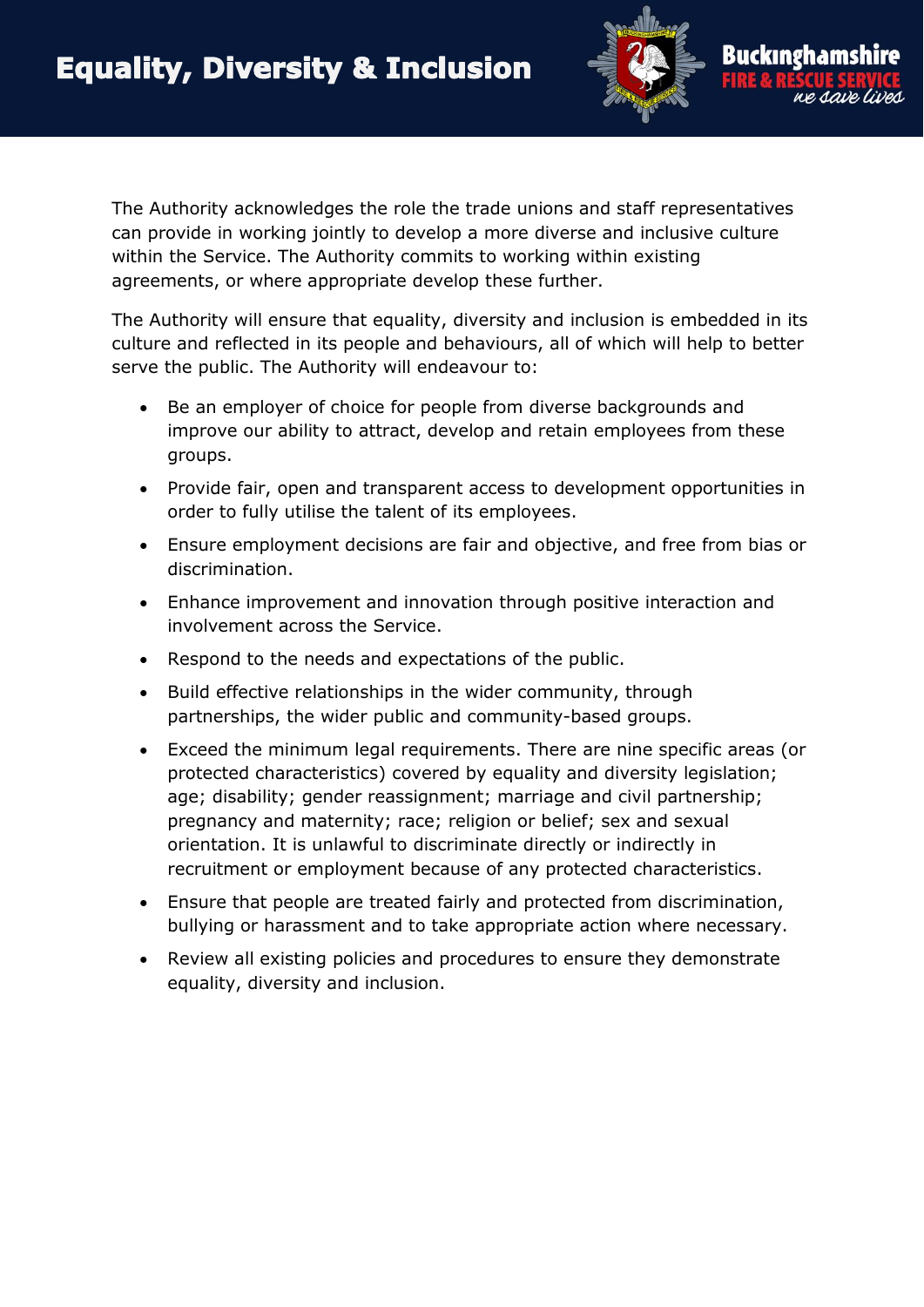The Authority acknowledges the role the trade unions and staff representatives can provide in working jointly to develop a more diverse and inclusive culture within the Service. The Authority commits to working within existing agreements, or where appropriate develop these further.

The Authority will ensure that equality, diversity and inclusion is embedded in its culture and reflected in its people and behaviours, all of which will help to better serve the public. The Authority will endeavour to:

- Be an employer of choice for people from diverse backgrounds and improve our ability to attract, develop and retain employees from these groups.
- Provide fair, open and transparent access to development opportunities in order to fully utilise the talent of its employees.
- Ensure employment decisions are fair and objective, and free from bias or discrimination.
- Enhance improvement and innovation through positive interaction and involvement across the Service.
- Respond to the needs and expectations of the public.
- Build effective relationships in the wider community, through partnerships, the wider public and community-based groups.
- Exceed the minimum legal requirements. There are nine specific areas (or protected characteristics) covered by equality and diversity legislation; age; disability; gender reassignment; marriage and civil partnership; pregnancy and maternity; race; religion or belief; sex and sexual orientation. It is unlawful to discriminate directly or indirectly in recruitment or employment because of any protected characteristics.
- Ensure that people are treated fairly and protected from discrimination, bullying or harassment and to take appropriate action where necessary.
- Review all existing policies and procedures to ensure they demonstrate equality, diversity and inclusion.